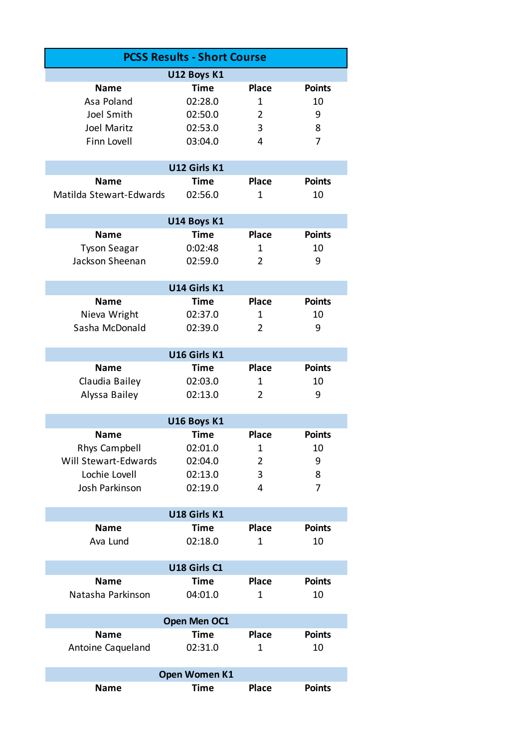# PCSS Results - Short Course

## U12 Boys K1

| Name | Time | Place | Points |
|---|---|---|---|
| Asa Poland | 02:28.0 | 1 | 10 |
| Joel Smith | 02:50.0 | 2 | 9 |
| Joel Maritz | 02:53.0 | 3 | 8 |
| Finn Lovell | 03:04.0 | 4 | 7 |

## U12 Girls K1

| Name | Time | Place | Points |
|---|---|---|---|
| Matilda Stewart-Edwards | 02:56.0 | 1 | 10 |

## U14 Boys K1

| Name | Time | Place | Points |
|---|---|---|---|
| Tyson Seagar | 0:02:48 | 1 | 10 |
| Jackson Sheenan | 02:59.0 | 2 | 9 |

## U14 Girls K1

| Name | Time | Place | Points |
|---|---|---|---|
| Nieva Wright | 02:37.0 | 1 | 10 |
| Sasha McDonald | 02:39.0 | 2 | 9 |

## U16 Girls K1

| Name | Time | Place | Points |
|---|---|---|---|
| Claudia Bailey | 02:03.0 | 1 | 10 |
| Alyssa Bailey | 02:13.0 | 2 | 9 |

## U16 Boys K1

| Name | Time | Place | Points |
|---|---|---|---|
| Rhys Campbell | 02:01.0 | 1 | 10 |
| Will Stewart-Edwards | 02:04.0 | 2 | 9 |
| Lochie Lovell | 02:13.0 | 3 | 8 |
| Josh Parkinson | 02:19.0 | 4 | 7 |

## U18 Girls K1

| Name | Time | Place | Points |
|---|---|---|---|
| Ava Lund | 02:18.0 | 1 | 10 |

## U18 Girls C1

| Name | Time | Place | Points |
|---|---|---|---|
| Natasha Parkinson | 04:01.0 | 1 | 10 |

## Open Men OC1

| Name | Time | Place | Points |
|---|---|---|---|
| Antoine Caqueland | 02:31.0 | 1 | 10 |

## Open Women K1

| Name | Time | Place | Points |
|---|---|---|---|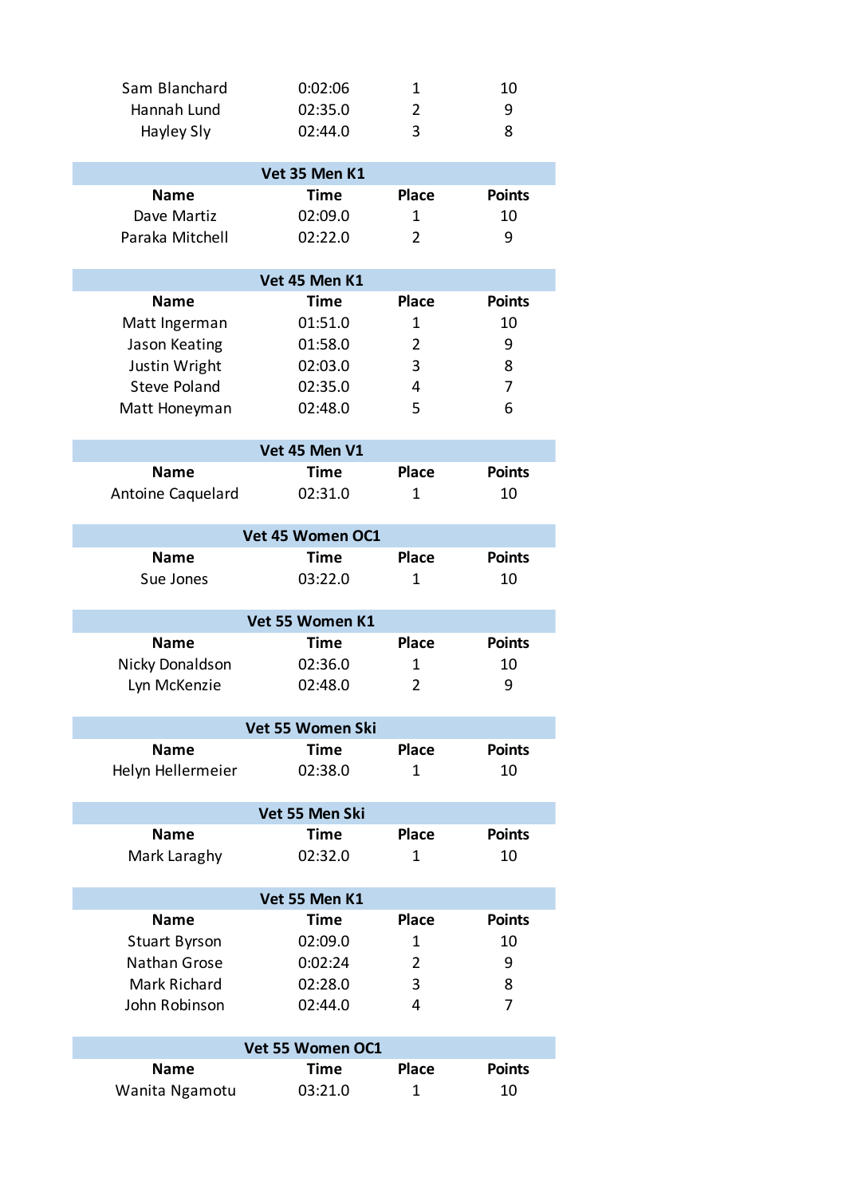| | | | |
|---|---|---|---|
| Sam Blanchard | 0:02:06 | 1 | 10 |
| Hannah Lund | 02:35.0 | 2 | 9 |
| Hayley Sly | 02:44.0 | 3 | 8 |

**Vet 35 Men K1**

| Name | Time | Place | Points |
|---|---|---|---|
| Dave Martiz | 02:09.0 | 1 | 10 |
| Paraka Mitchell | 02:22.0 | 2 | 9 |

**Vet 45 Men K1**

| Name | Time | Place | Points |
|---|---|---|---|
| Matt Ingerman | 01:51.0 | 1 | 10 |
| Jason Keating | 01:58.0 | 2 | 9 |
| Justin Wright | 02:03.0 | 3 | 8 |
| Steve Poland | 02:35.0 | 4 | 7 |
| Matt Honeyman | 02:48.0 | 5 | 6 |

**Vet 45 Men V1**

| Name | Time | Place | Points |
|---|---|---|---|
| Antoine Caquelard | 02:31.0 | 1 | 10 |

**Vet 45 Women OC1**

| Name | Time | Place | Points |
|---|---|---|---|
| Sue Jones | 03:22.0 | 1 | 10 |

**Vet 55 Women K1**

| Name | Time | Place | Points |
|---|---|---|---|
| Nicky Donaldson | 02:36.0 | 1 | 10 |
| Lyn McKenzie | 02:48.0 | 2 | 9 |

**Vet 55 Women Ski**

| Name | Time | Place | Points |
|---|---|---|---|
| Helyn Hellermeier | 02:38.0 | 1 | 10 |

**Vet 55 Men Ski**

| Name | Time | Place | Points |
|---|---|---|---|
| Mark Laraghy | 02:32.0 | 1 | 10 |

**Vet 55 Men K1**

| Name | Time | Place | Points |
|---|---|---|---|
| Stuart Byrson | 02:09.0 | 1 | 10 |
| Nathan Grose | 0:02:24 | 2 | 9 |
| Mark Richard | 02:28.0 | 3 | 8 |
| John Robinson | 02:44.0 | 4 | 7 |

**Vet 55 Women OC1**

| Name | Time | Place | Points |
|---|---|---|---|
| Wanita Ngamotu | 03:21.0 | 1 | 10 |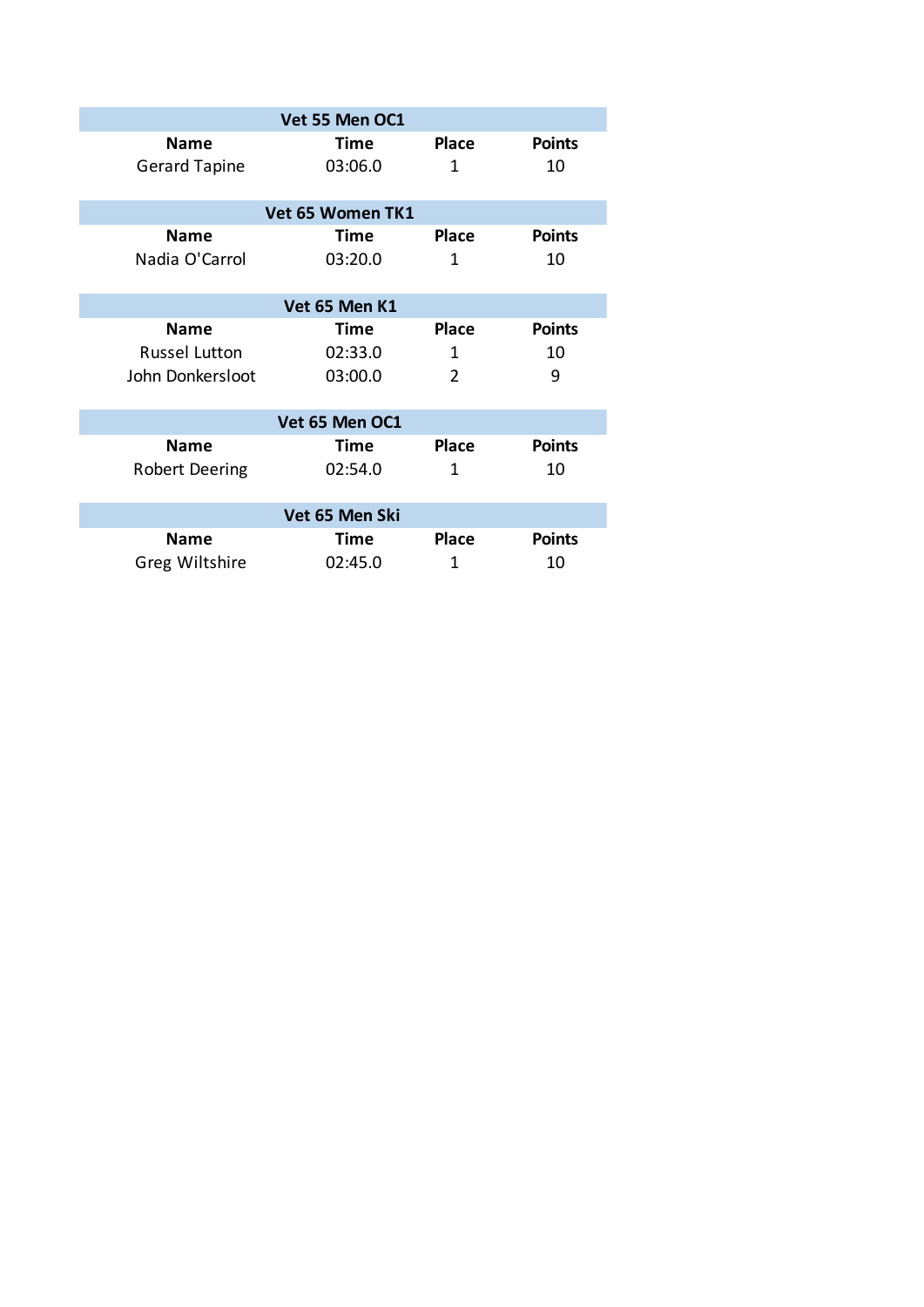| Vet 55 Men OC1 | | | |
|---|---|---|---|
| **Name** | **Time** | **Place** | **Points** |
| Gerard Tapine | 03:06.0 | 1 | 10 |

| Vet 65 Women TK1 | | | |
|---|---|---|---|
| **Name** | **Time** | **Place** | **Points** |
| Nadia O'Carrol | 03:20.0 | 1 | 10 |

| Vet 65 Men K1 | | | |
|---|---|---|---|
| **Name** | **Time** | **Place** | **Points** |
| Russel Lutton | 02:33.0 | 1 | 10 |
| John Donkersloot | 03:00.0 | 2 | 9 |

| Vet 65 Men OC1 | | | |
|---|---|---|---|
| **Name** | **Time** | **Place** | **Points** |
| Robert Deering | 02:54.0 | 1 | 10 |

| Vet 65 Men Ski | | | |
|---|---|---|---|
| **Name** | **Time** | **Place** | **Points** |
| Greg Wiltshire | 02:45.0 | 1 | 10 |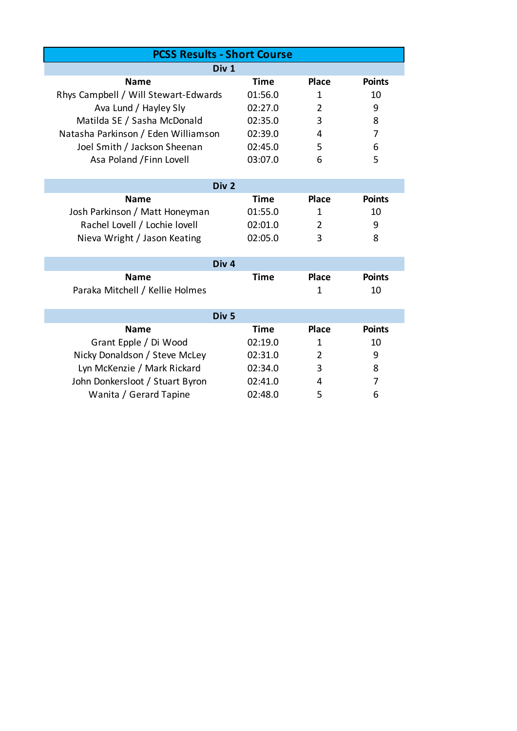# PCSS Results - Short Course

## Div 1

| Name | Time | Place | Points |
|---|---|---|---|
| Rhys Campbell / Will Stewart-Edwards | 01:56.0 | 1 | 10 |
| Ava Lund / Hayley Sly | 02:27.0 | 2 | 9 |
| Matilda SE / Sasha McDonald | 02:35.0 | 3 | 8 |
| Natasha Parkinson / Eden Williamson | 02:39.0 | 4 | 7 |
| Joel Smith / Jackson Sheenan | 02:45.0 | 5 | 6 |
| Asa Poland /Finn Lovell | 03:07.0 | 6 | 5 |

## Div 2

| Name | Time | Place | Points |
|---|---|---|---|
| Josh Parkinson / Matt Honeyman | 01:55.0 | 1 | 10 |
| Rachel Lovell / Lochie lovell | 02:01.0 | 2 | 9 |
| Nieva Wright / Jason Keating | 02:05.0 | 3 | 8 |

## Div 4

| Name | Time | Place | Points |
|---|---|---|---|
| Paraka Mitchell / Kellie Holmes | | 1 | 10 |

## Div 5

| Name | Time | Place | Points |
|---|---|---|---|
| Grant Epple / Di Wood | 02:19.0 | 1 | 10 |
| Nicky Donaldson / Steve McLey | 02:31.0 | 2 | 9 |
| Lyn McKenzie / Mark Rickard | 02:34.0 | 3 | 8 |
| John Donkersloot / Stuart Byron | 02:41.0 | 4 | 7 |
| Wanita / Gerard Tapine | 02:48.0 | 5 | 6 |